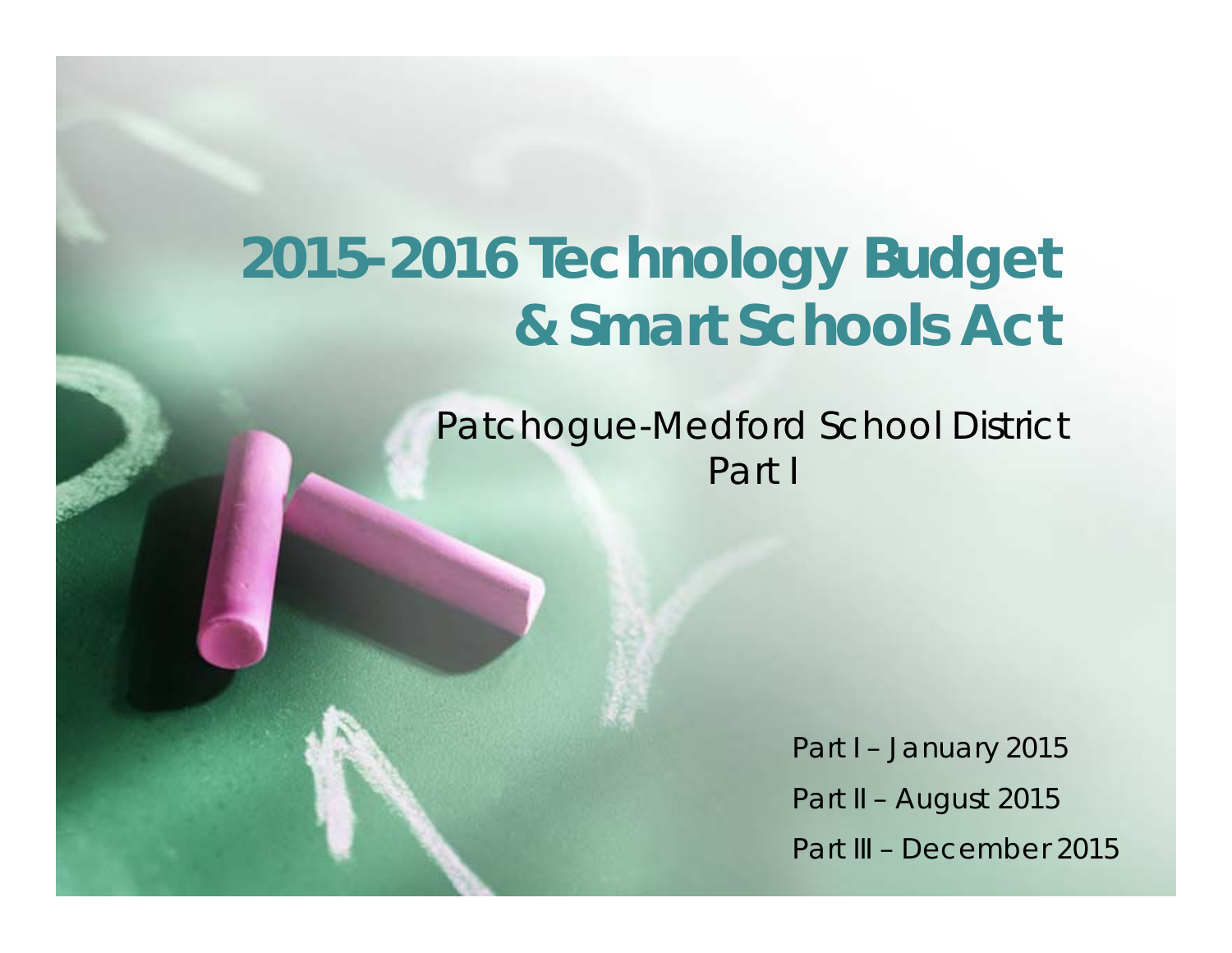# 2015-2016 Technology Budget & Smart Schools Act

Patchogue-Medford School District
Part I

Part I – January 2015

Part II – August 2015

Part III – December 2015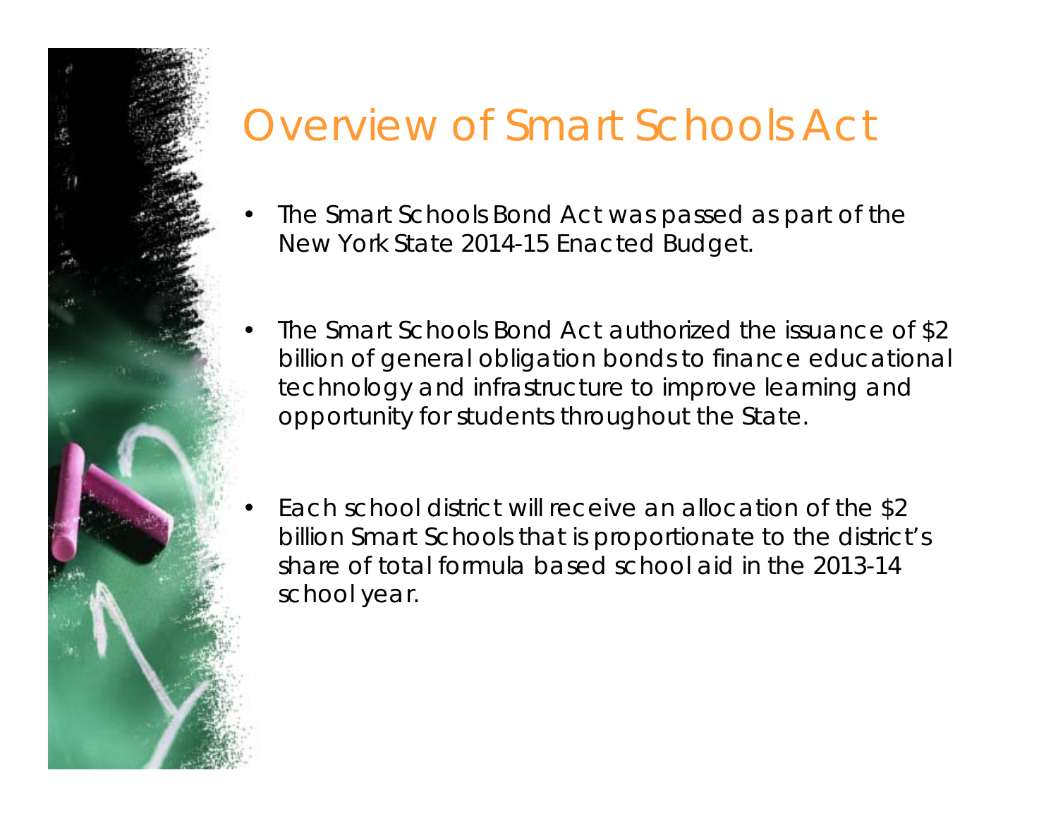# Overview of Smart Schools Act

- The Smart Schools Bond Act was passed as part of the New York State 2014-15 Enacted Budget.
- The Smart Schools Bond Act authorized the issuance of $2 billion of general obligation bonds to finance educational technology and infrastructure to improve learning and opportunity for students throughout the State.
- Each school district will receive an allocation of the $2 billion Smart Schools that is proportionate to the district's share of total formula based school aid in the 2013-14 school year.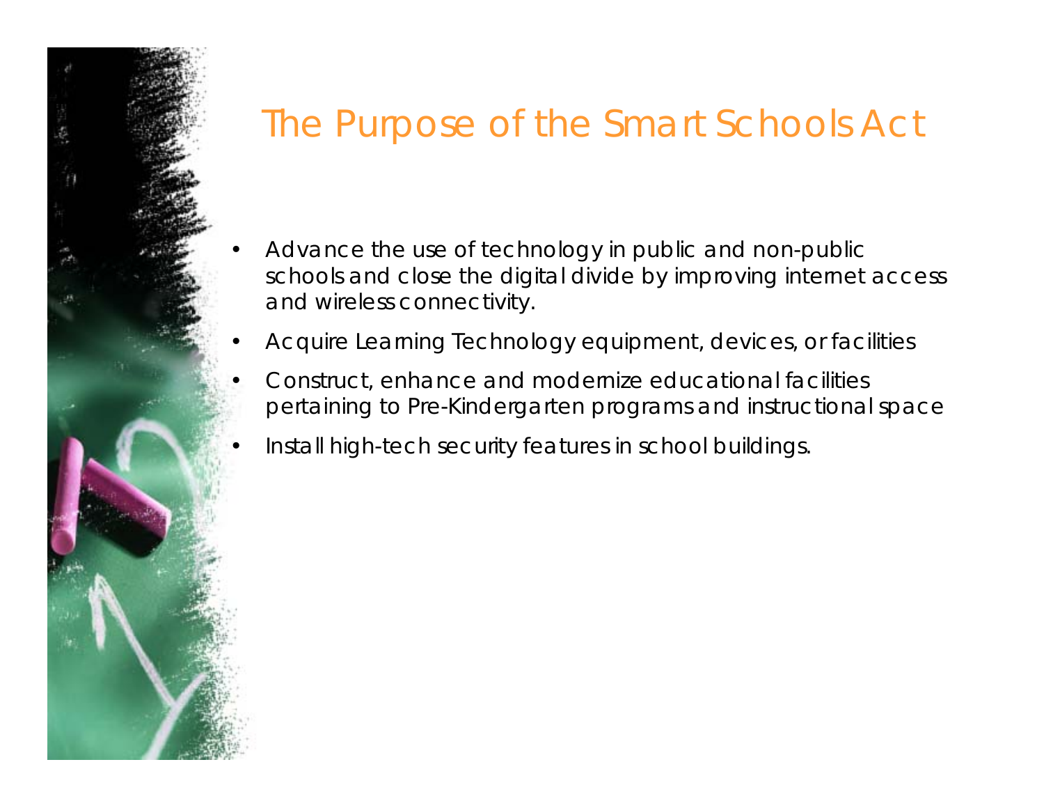# The Purpose of the Smart Schools Act

- Advance the use of technology in public and non-public schools and close the digital divide by improving internet access and wireless connectivity.
- Acquire Learning Technology equipment, devices, or facilities
- Construct, enhance and modernize educational facilities pertaining to Pre-Kindergarten programs and instructional space
- Install high-tech security features in school buildings.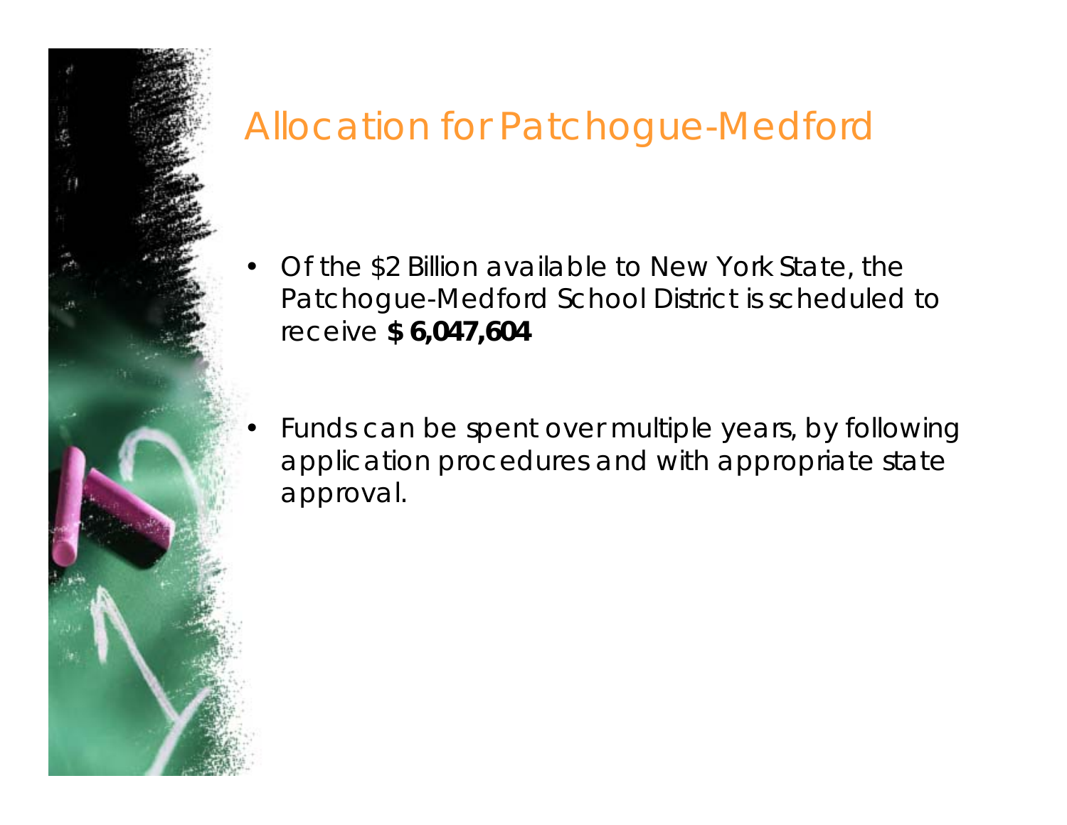# Allocation for Patchogue-Medford

- Of the $2 Billion available to New York State, the Patchogue-Medford School District is scheduled to receive **$ 6,047,604**

- Funds can be spent over multiple years, by following application procedures and with appropriate state approval.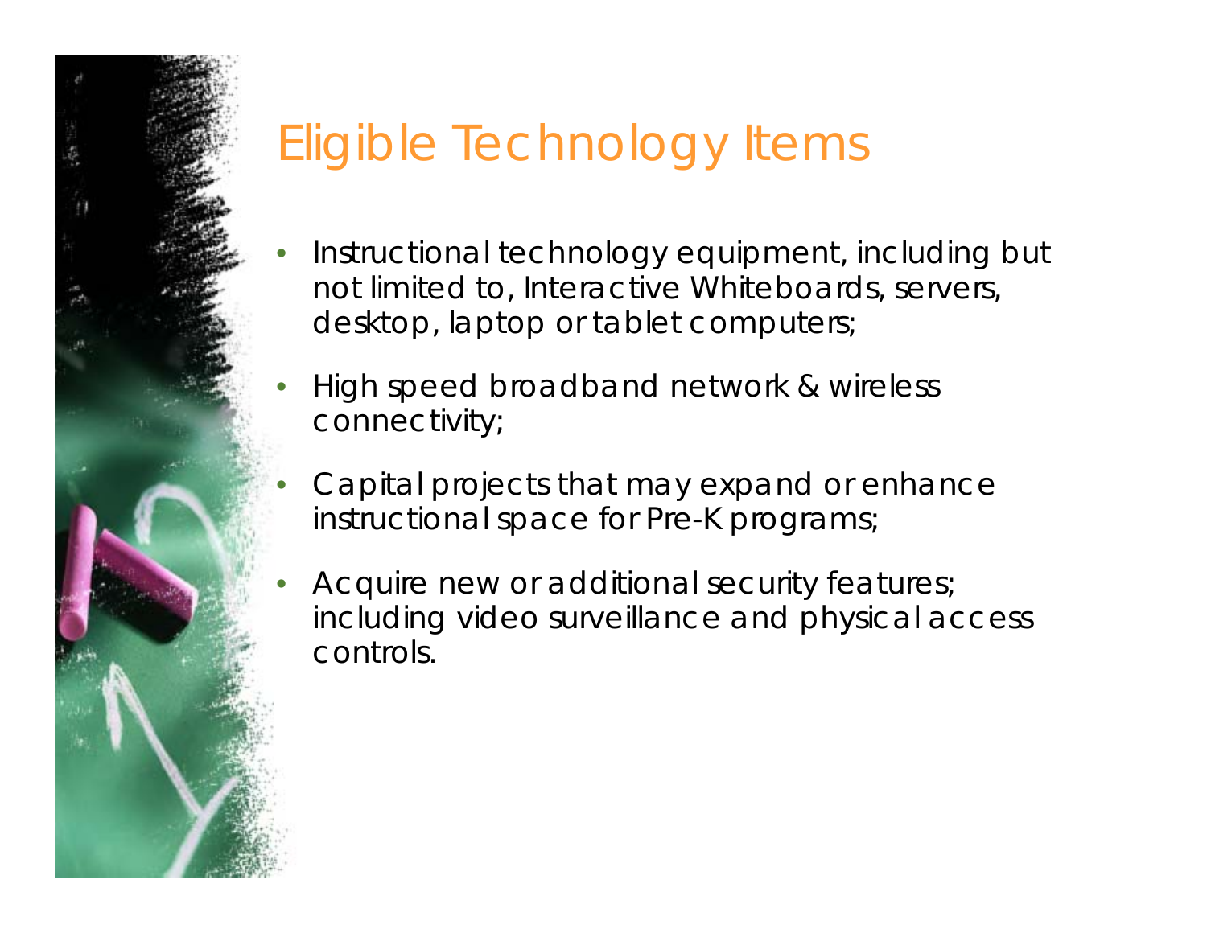# Eligible Technology Items

- Instructional technology equipment, including but not limited to, Interactive Whiteboards, servers, desktop, laptop or tablet computers;
- High speed broadband network & wireless connectivity;
- Capital projects that may expand or enhance instructional space for Pre-K programs;
- Acquire new or additional security features; including video surveillance and physical access controls.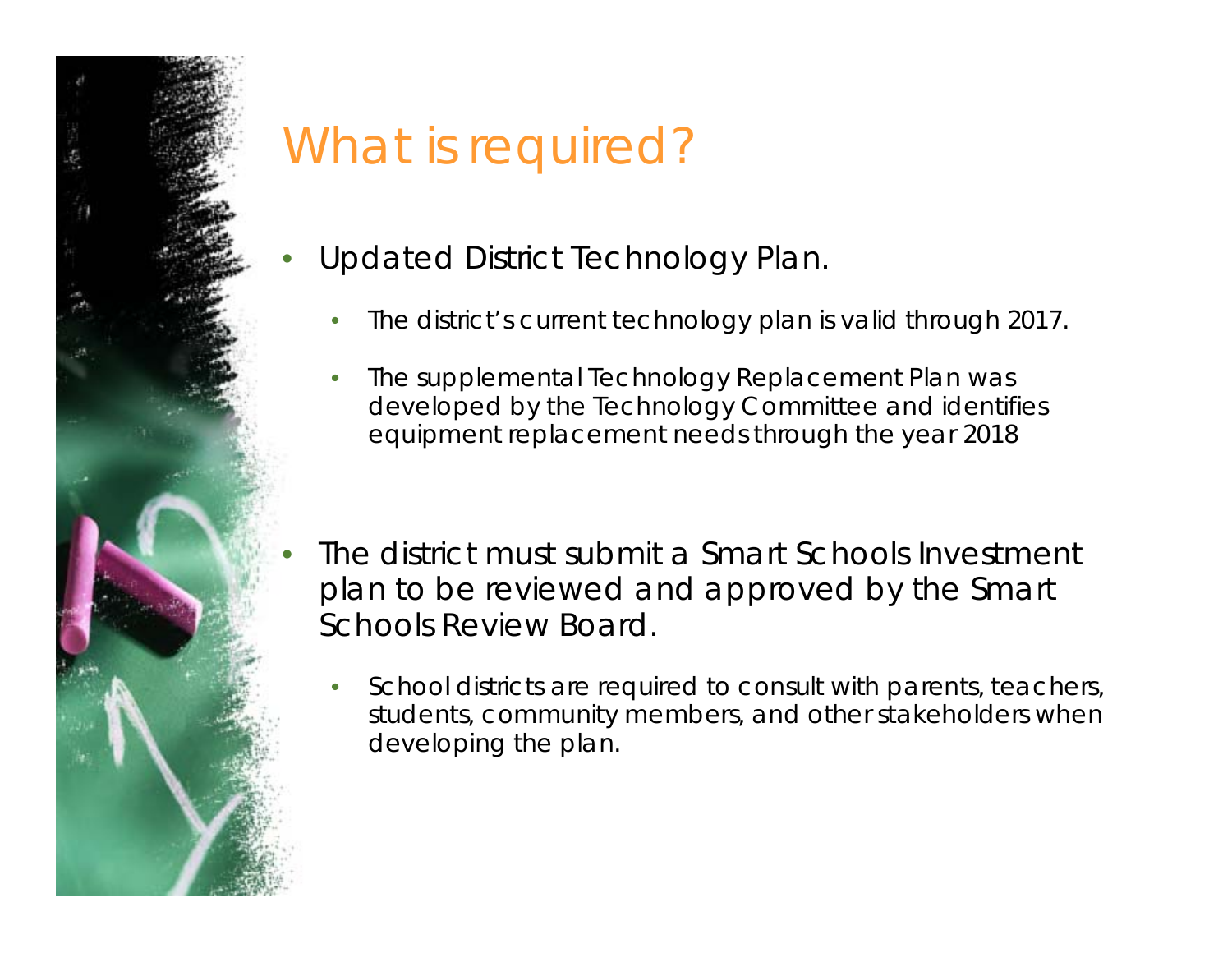# What is required?

- Updated District Technology Plan.
  - The district's current technology plan is valid through 2017.
  - The supplemental Technology Replacement Plan was developed by the Technology Committee and identifies equipment replacement needs through the year 2018
- The district must submit a Smart Schools Investment plan to be reviewed and approved by the Smart Schools Review Board.
  - School districts are required to consult with parents, teachers, students, community members, and other stakeholders when developing the plan.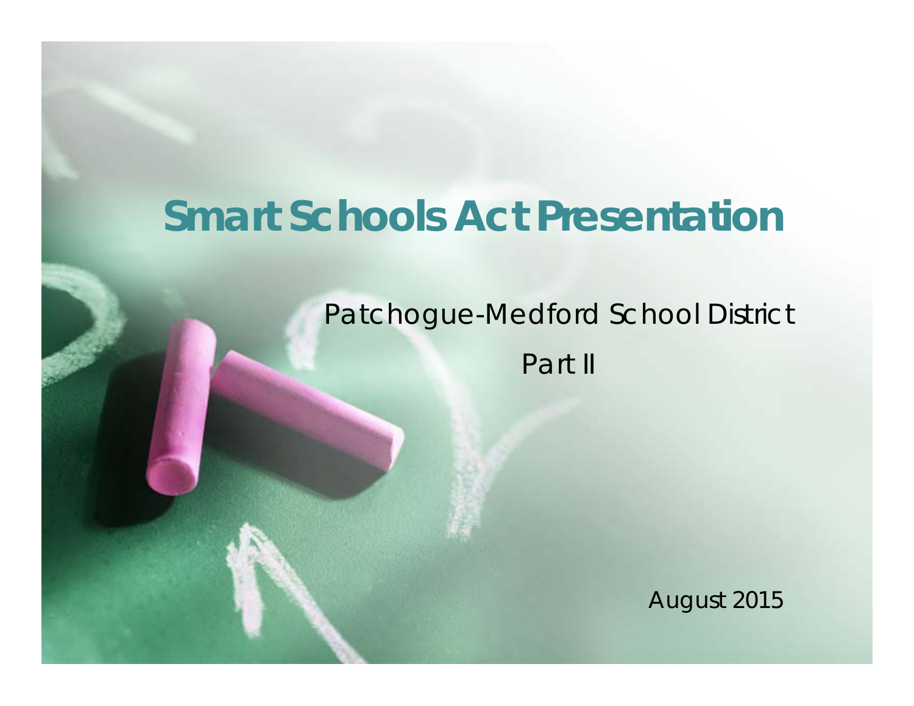# Smart Schools Act Presentation

Patchogue-Medford School District

Part II

August 2015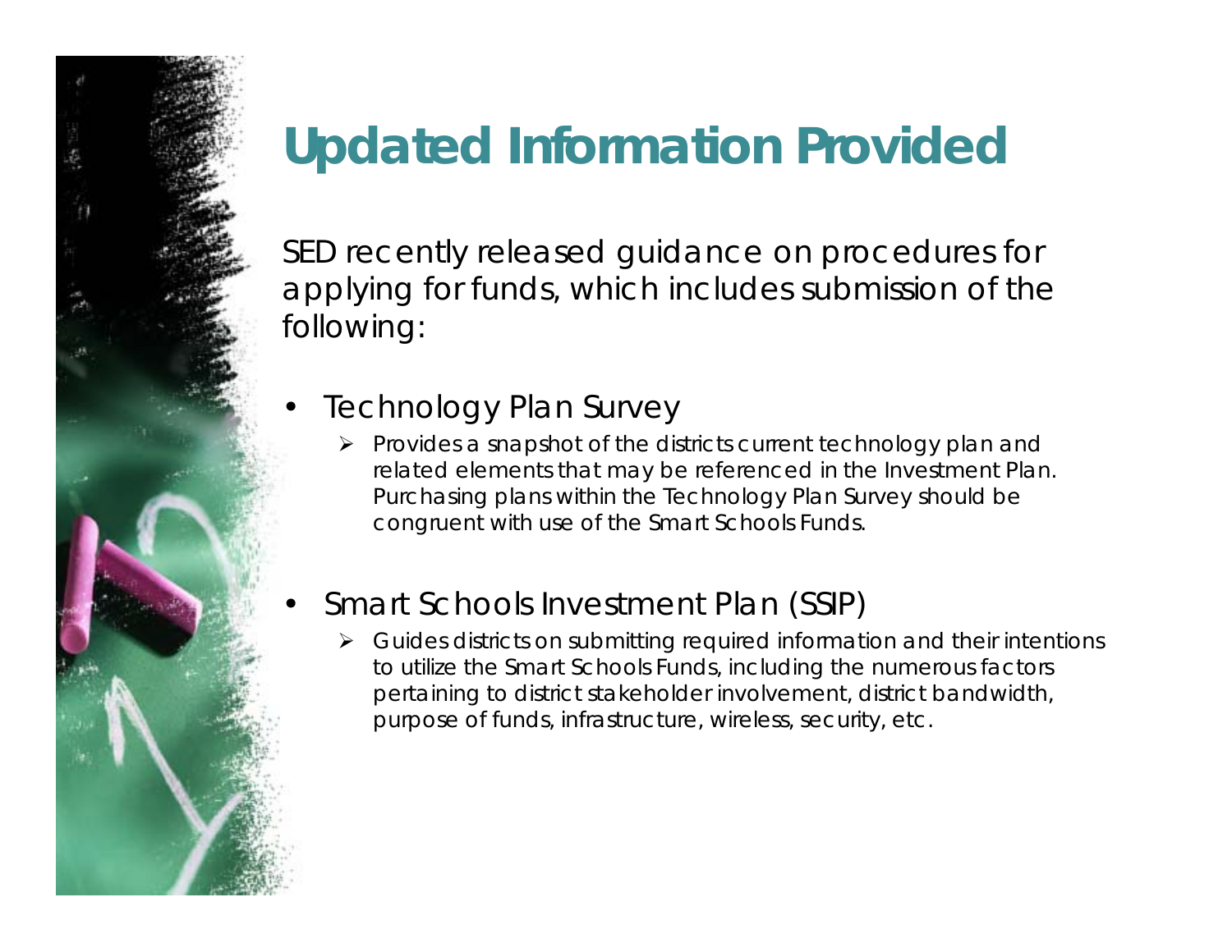# Updated Information Provided

SED recently released guidance on procedures for applying for funds, which includes submission of the following:

- Technology Plan Survey
  - Provides a snapshot of the districts current technology plan and related elements that may be referenced in the Investment Plan. Purchasing plans within the Technology Plan Survey should be congruent with use of the Smart Schools Funds.

- Smart Schools Investment Plan (SSIP)
  - Guides districts on submitting required information and their intentions to utilize the Smart Schools Funds, including the numerous factors pertaining to district stakeholder involvement, district bandwidth, purpose of funds, infrastructure, wireless, security, etc.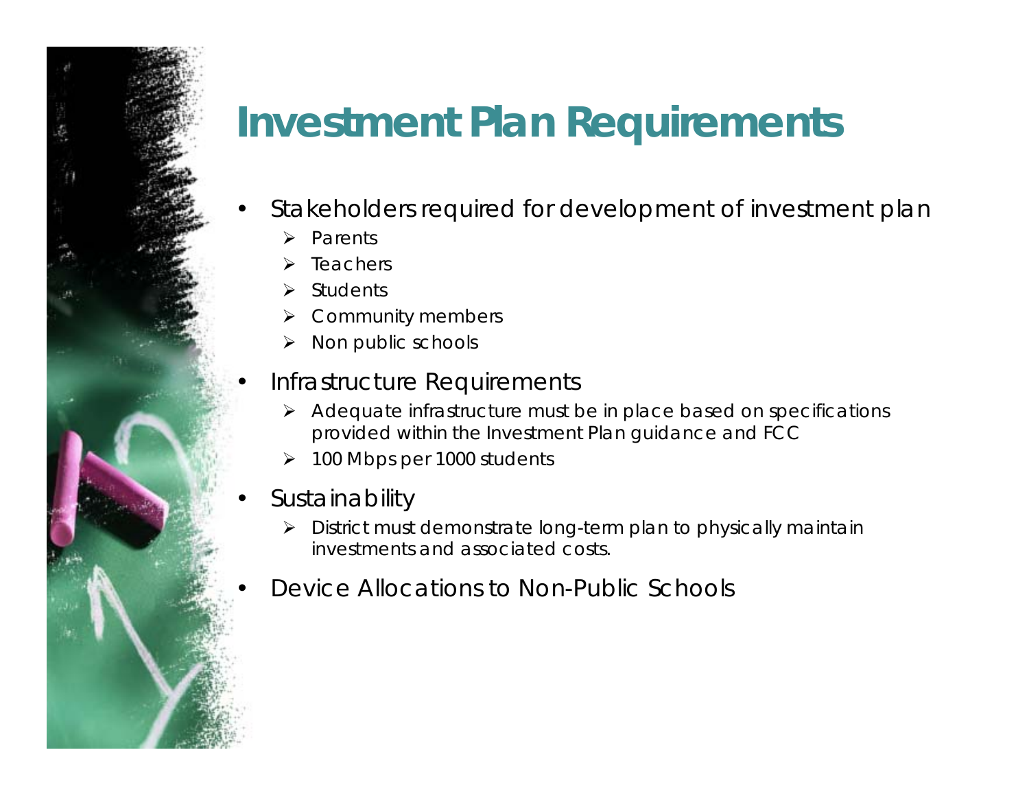# Investment Plan Requirements

- Stakeholders required for development of investment plan
  - Parents
  - Teachers
  - Students
  - Community members
  - Non public schools
- Infrastructure Requirements
  - Adequate infrastructure must be in place based on specifications provided within the Investment Plan guidance and FCC
  - 100 Mbps per 1000 students
- Sustainability
  - District must demonstrate long-term plan to physically maintain investments and associated costs.
- Device Allocations to Non-Public Schools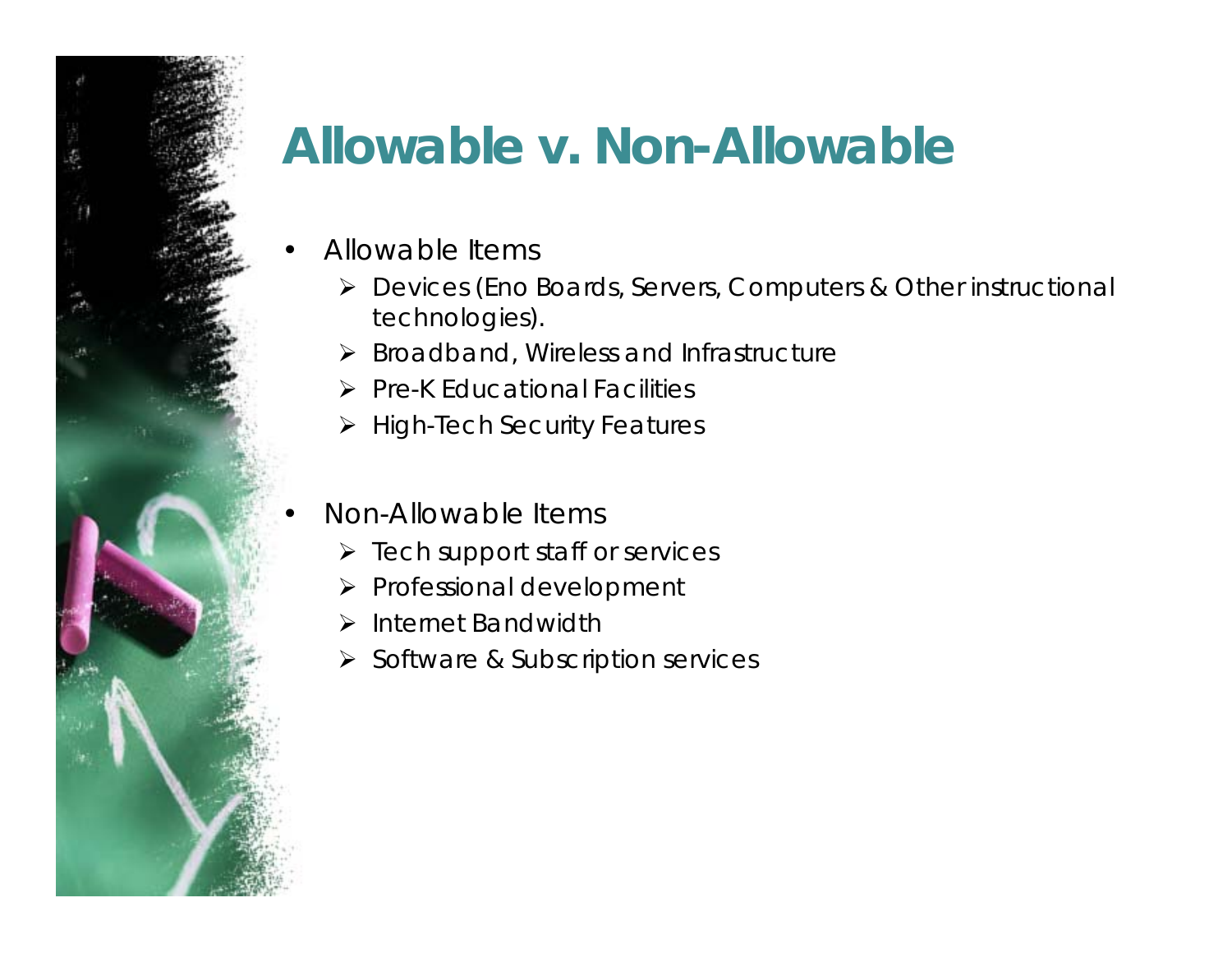# Allowable v. Non-Allowable

- Allowable Items
  - Devices (Eno Boards, Servers, Computers & Other instructional technologies).
  - Broadband, Wireless and Infrastructure
  - Pre-K Educational Facilities
  - High-Tech Security Features
- Non-Allowable Items
  - Tech support staff or services
  - Professional development
  - Internet Bandwidth
  - Software & Subscription services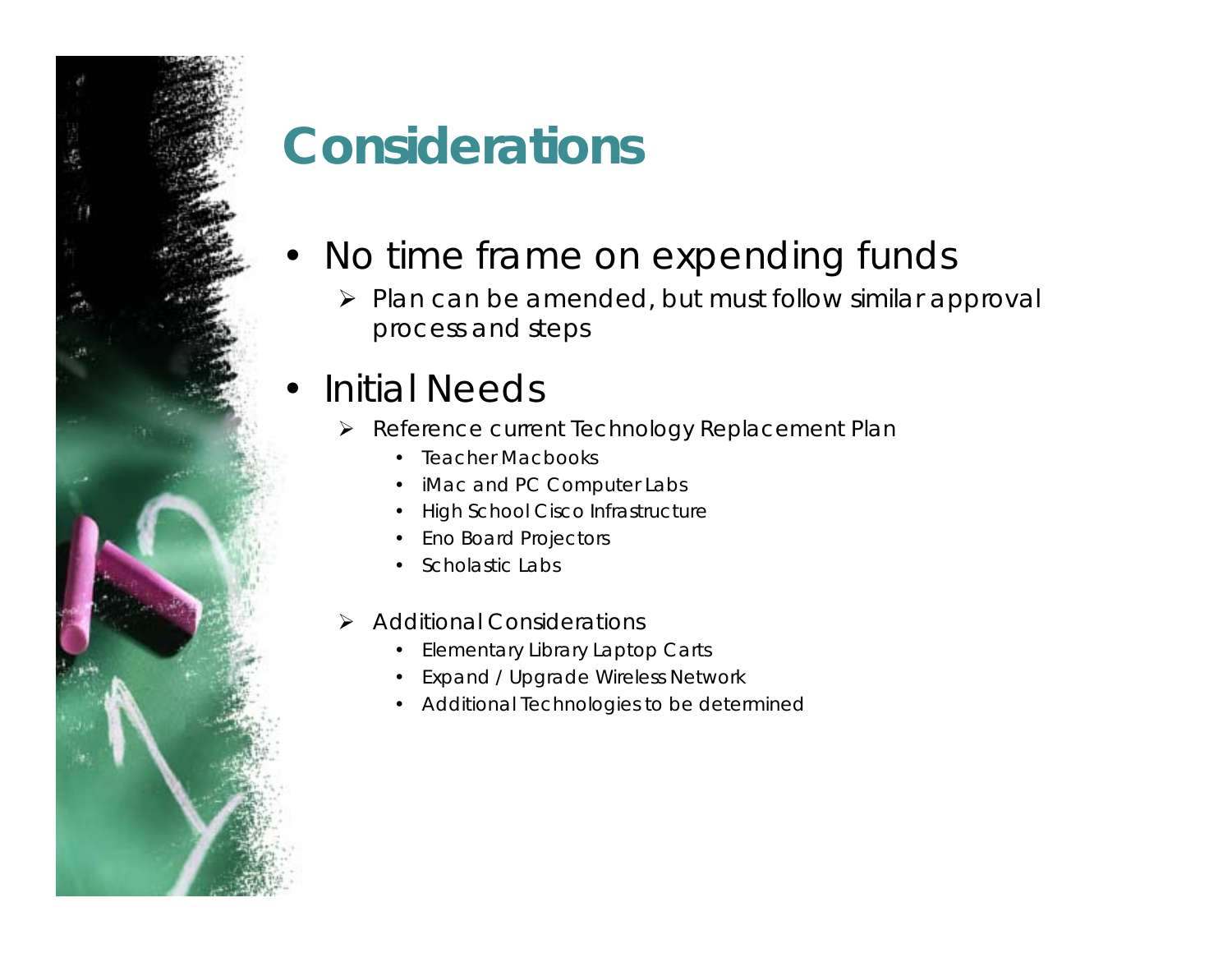# Considerations

- No time frame on expending funds
  - Plan can be amended, but must follow similar approval process and steps
- Initial Needs
  - Reference current Technology Replacement Plan
    - Teacher Macbooks
    - iMac and PC Computer Labs
    - High School Cisco Infrastructure
    - Eno Board Projectors
    - Scholastic Labs
  - Additional Considerations
    - Elementary Library Laptop Carts
    - Expand / Upgrade Wireless Network
    - Additional Technologies to be determined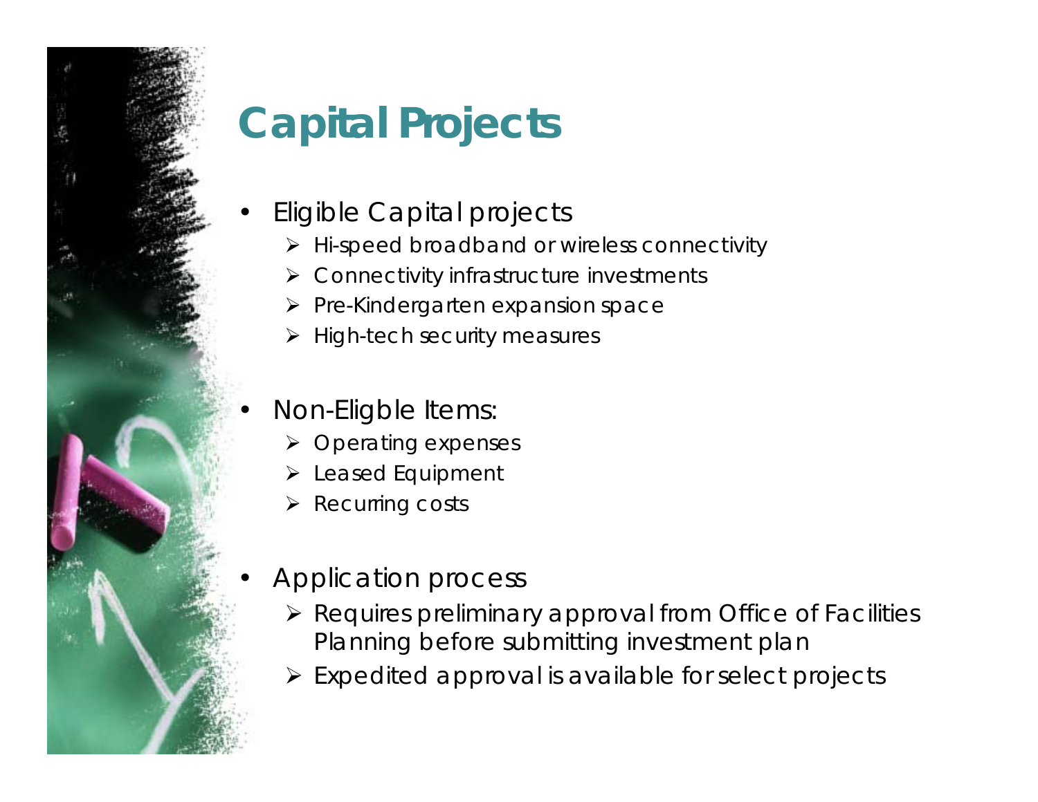# Capital Projects

- Eligible Capital projects
  - Hi-speed broadband or wireless connectivity
  - Connectivity infrastructure investments
  - Pre-Kindergarten expansion space
  - High-tech security measures

- Non-Eligble Items:
  - Operating expenses
  - Leased Equipment
  - Recurring costs

- Application process
  - Requires preliminary approval from Office of Facilities Planning before submitting investment plan
  - Expedited approval is available for select projects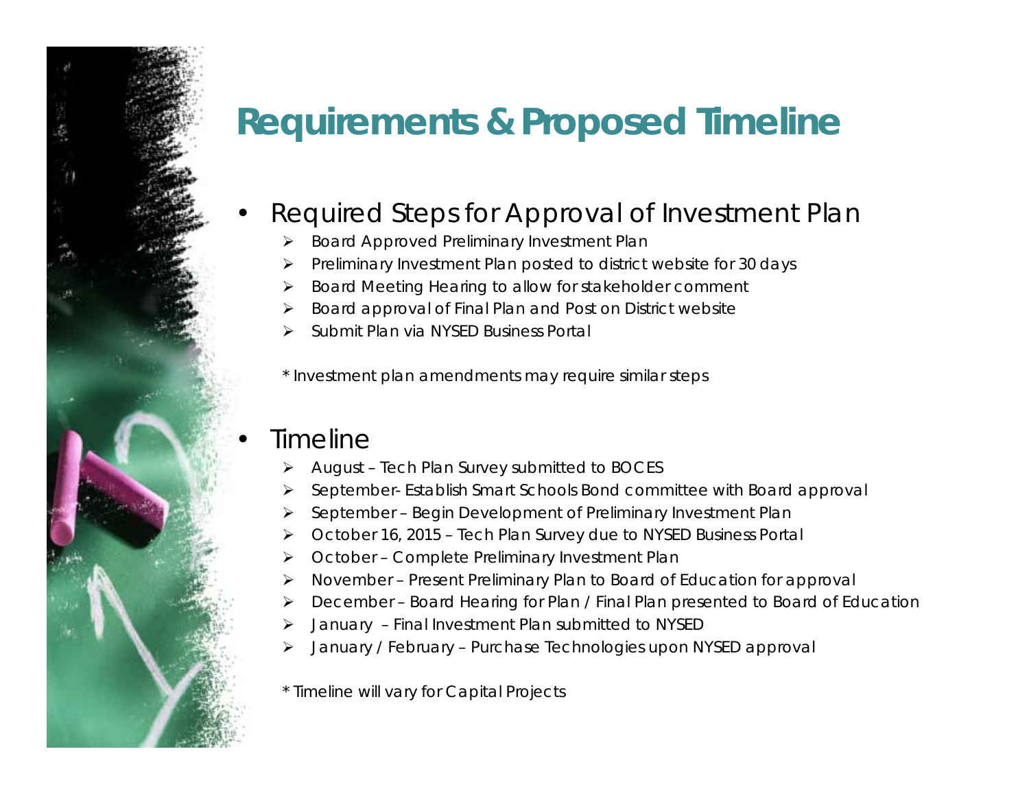# Requirements & Proposed Timeline

- Required Steps for Approval of Investment Plan
  - Board Approved Preliminary Investment Plan
  - Preliminary Investment Plan posted to district website for 30 days
  - Board Meeting Hearing to allow for stakeholder comment
  - Board approval of Final Plan and Post on District website
  - Submit Plan via NYSED Business Portal

  \* Investment plan amendments may require similar steps

- Timeline
  - August – Tech Plan Survey submitted to BOCES
  - September- Establish Smart Schools Bond committee with Board approval
  - September – Begin Development of Preliminary Investment Plan
  - October 16, 2015 – Tech Plan Survey due to NYSED Business Portal
  - October – Complete Preliminary Investment Plan
  - November – Present Preliminary Plan to Board of Education for approval
  - December – Board Hearing for Plan / Final Plan presented to Board of Education
  - January – Final Investment Plan submitted to NYSED
  - January / February – Purchase Technologies upon NYSED approval

  \* Timeline will vary for Capital Projects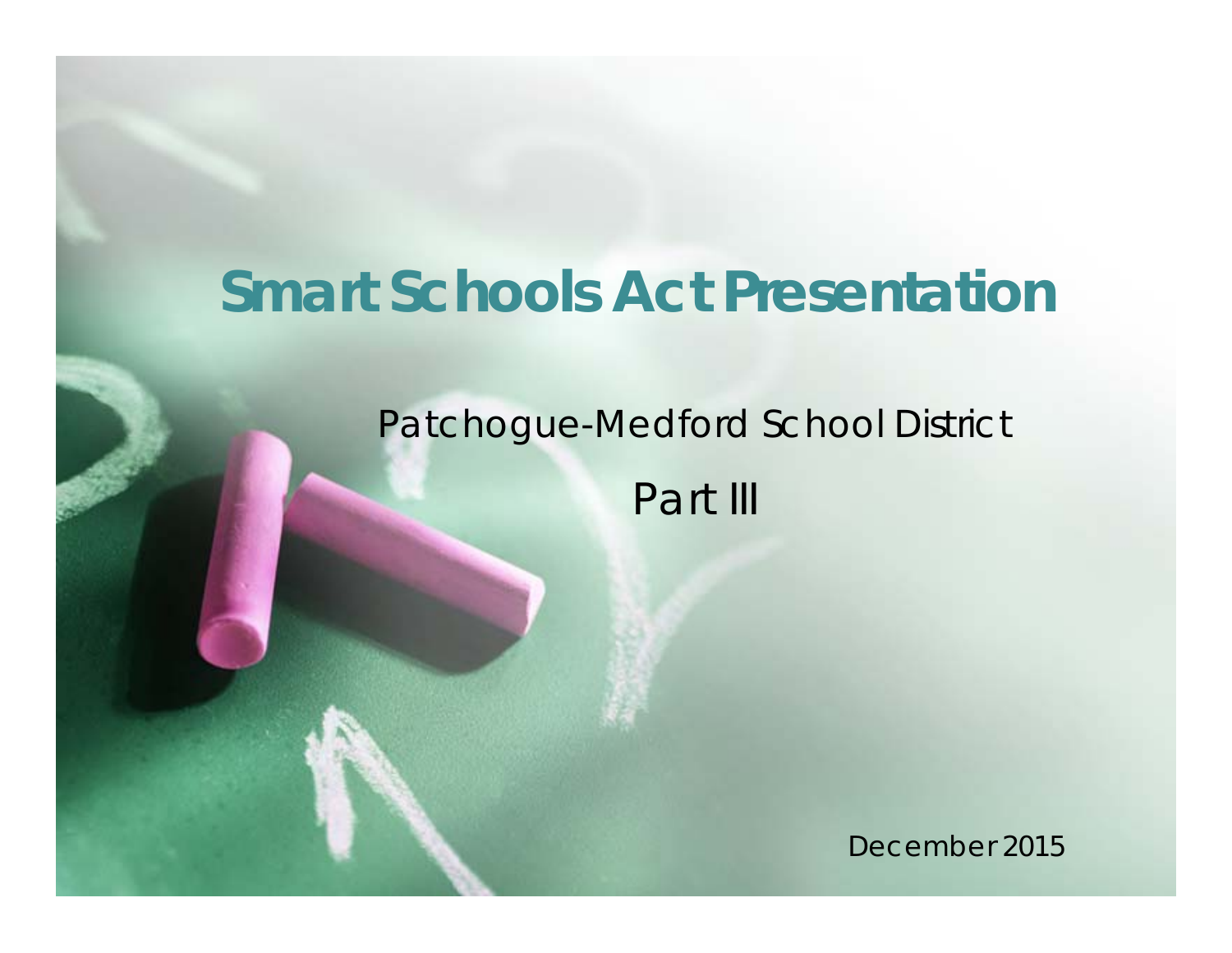# Smart Schools Act Presentation

Patchogue-Medford School District

Part III

December 2015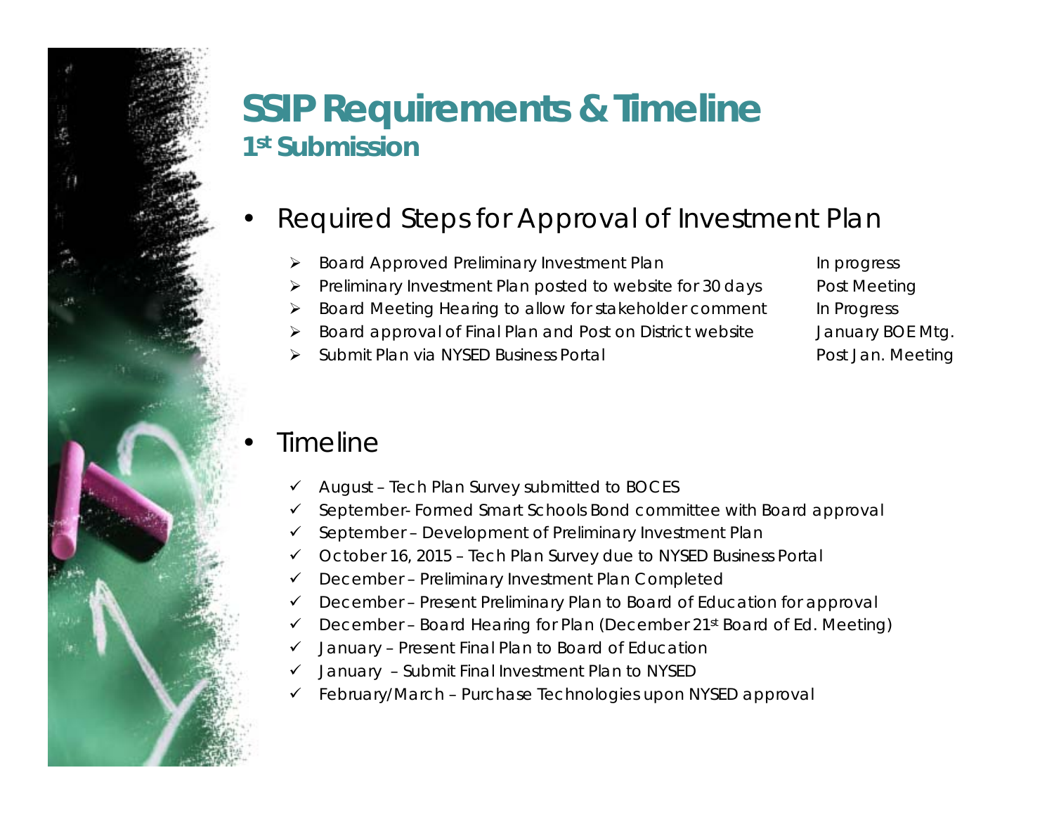# SSIP Requirements & Timeline

## 1st Submission

- Required Steps for Approval of Investment Plan

| Step | Status |
|---|---|
| Board Approved Preliminary Investment Plan | In progress |
| Preliminary Investment Plan posted to website for 30 days | Post Meeting |
| Board Meeting Hearing to allow for stakeholder comment | In Progress |
| Board approval of Final Plan and Post on District website | January BOE Mtg. |
| Submit Plan via NYSED Business Portal | Post Jan. Meeting |

- Timeline
  - ✓ August – Tech Plan Survey submitted to BOCES
  - ✓ September- Formed Smart Schools Bond committee with Board approval
  - ✓ September – Development of Preliminary Investment Plan
  - ✓ October 16, 2015 – Tech Plan Survey due to NYSED Business Portal
  - ✓ December – Preliminary Investment Plan Completed
  - ✓ December – Present Preliminary Plan to Board of Education for approval
  - ✓ December – Board Hearing for Plan (December 21st Board of Ed. Meeting)
  - ✓ January – Present Final Plan to Board of Education
  - ✓ January – Submit Final Investment Plan to NYSED
  - ✓ February/March – Purchase Technologies upon NYSED approval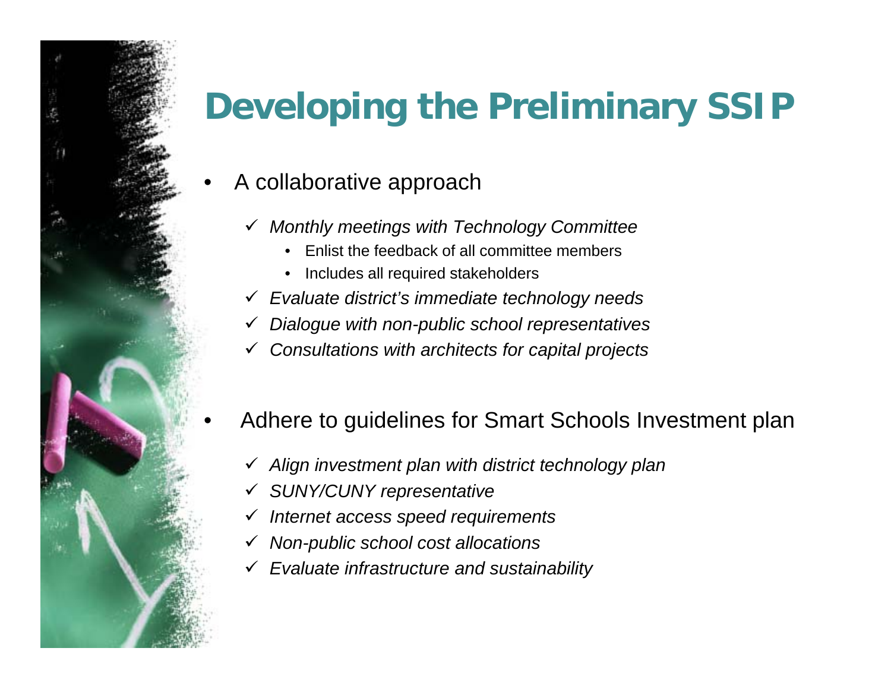# Developing the Preliminary SSIP

- A collaborative approach
  - ✓ *Monthly meetings with Technology Committee*
    - Enlist the feedback of all committee members
    - Includes all required stakeholders
  - ✓ *Evaluate district's immediate technology needs*
  - ✓ *Dialogue with non-public school representatives*
  - ✓ *Consultations with architects for capital projects*

- Adhere to guidelines for Smart Schools Investment plan
  - ✓ *Align investment plan with district technology plan*
  - ✓ *SUNY/CUNY representative*
  - ✓ *Internet access speed requirements*
  - ✓ *Non-public school cost allocations*
  - ✓ *Evaluate infrastructure and sustainability*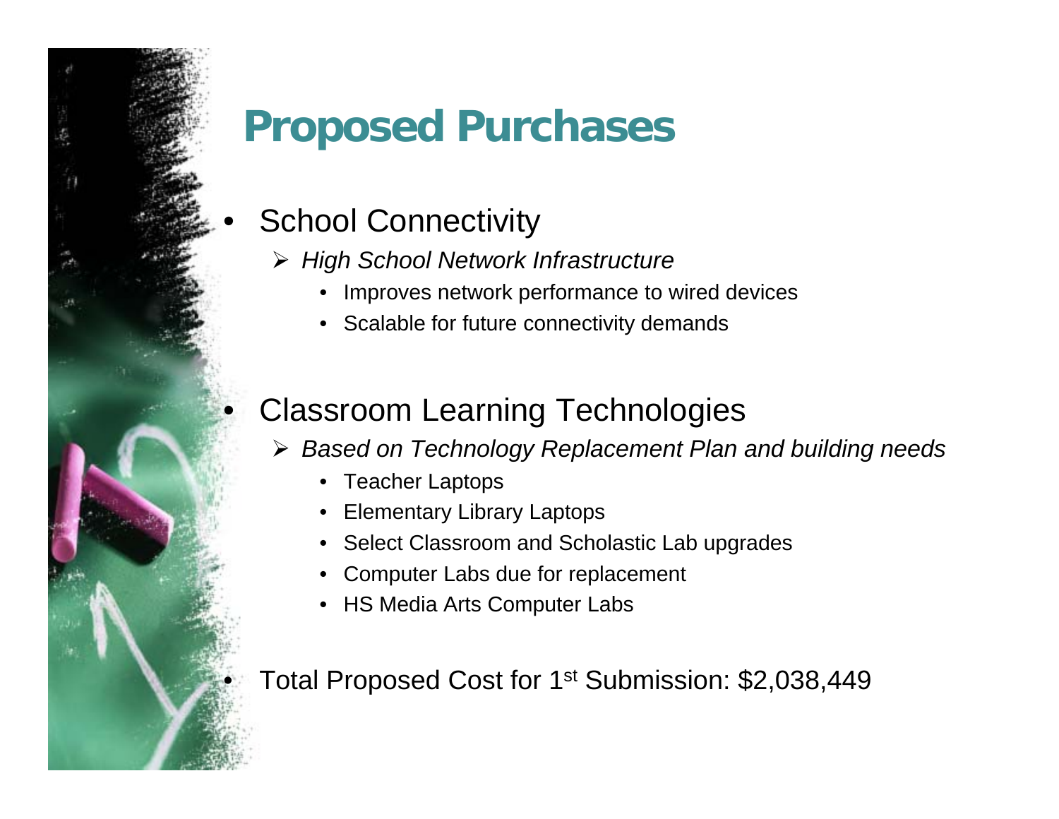# Proposed Purchases

- School Connectivity
  - *High School Network Infrastructure*
    - Improves network performance to wired devices
    - Scalable for future connectivity demands

- Classroom Learning Technologies
  - *Based on Technology Replacement Plan and building needs*
    - Teacher Laptops
    - Elementary Library Laptops
    - Select Classroom and Scholastic Lab upgrades
    - Computer Labs due for replacement
    - HS Media Arts Computer Labs

- Total Proposed Cost for 1st Submission: $2,038,449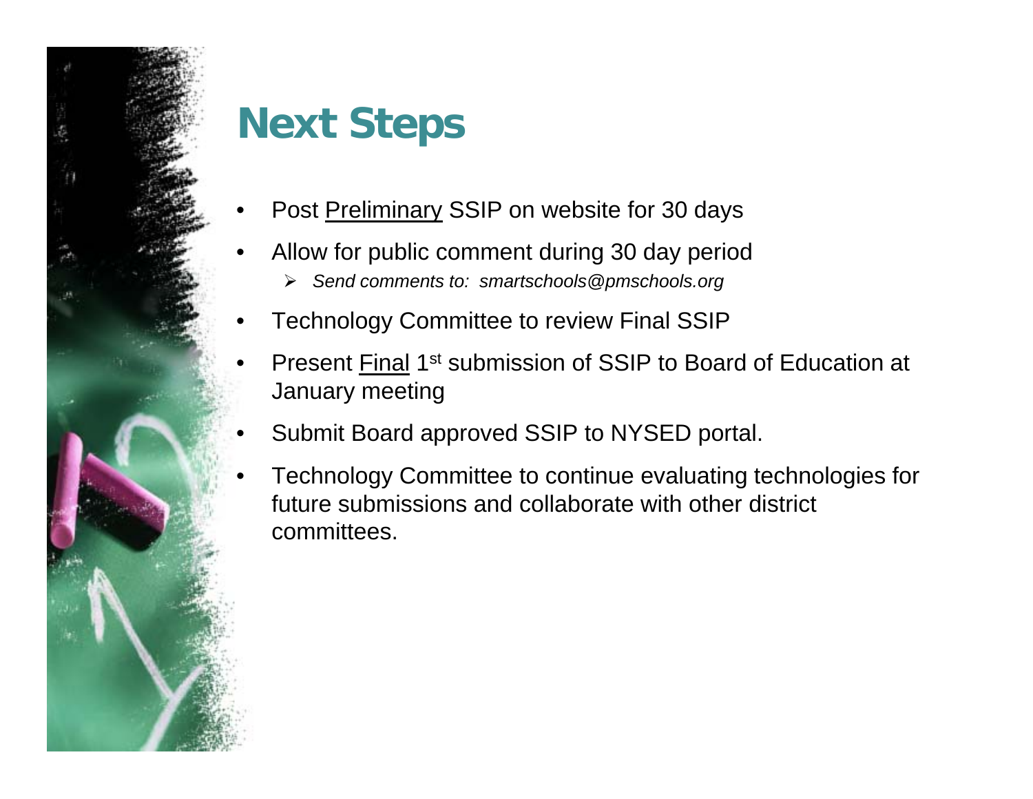# Next Steps

- Post <u>Preliminary</u> SSIP on website for 30 days
- Allow for public comment during 30 day period
  - *Send comments to: smartschools@pmschools.org*
- Technology Committee to review Final SSIP
- Present <u>Final</u> 1st submission of SSIP to Board of Education at January meeting
- Submit Board approved SSIP to NYSED portal.
- Technology Committee to continue evaluating technologies for future submissions and collaborate with other district committees.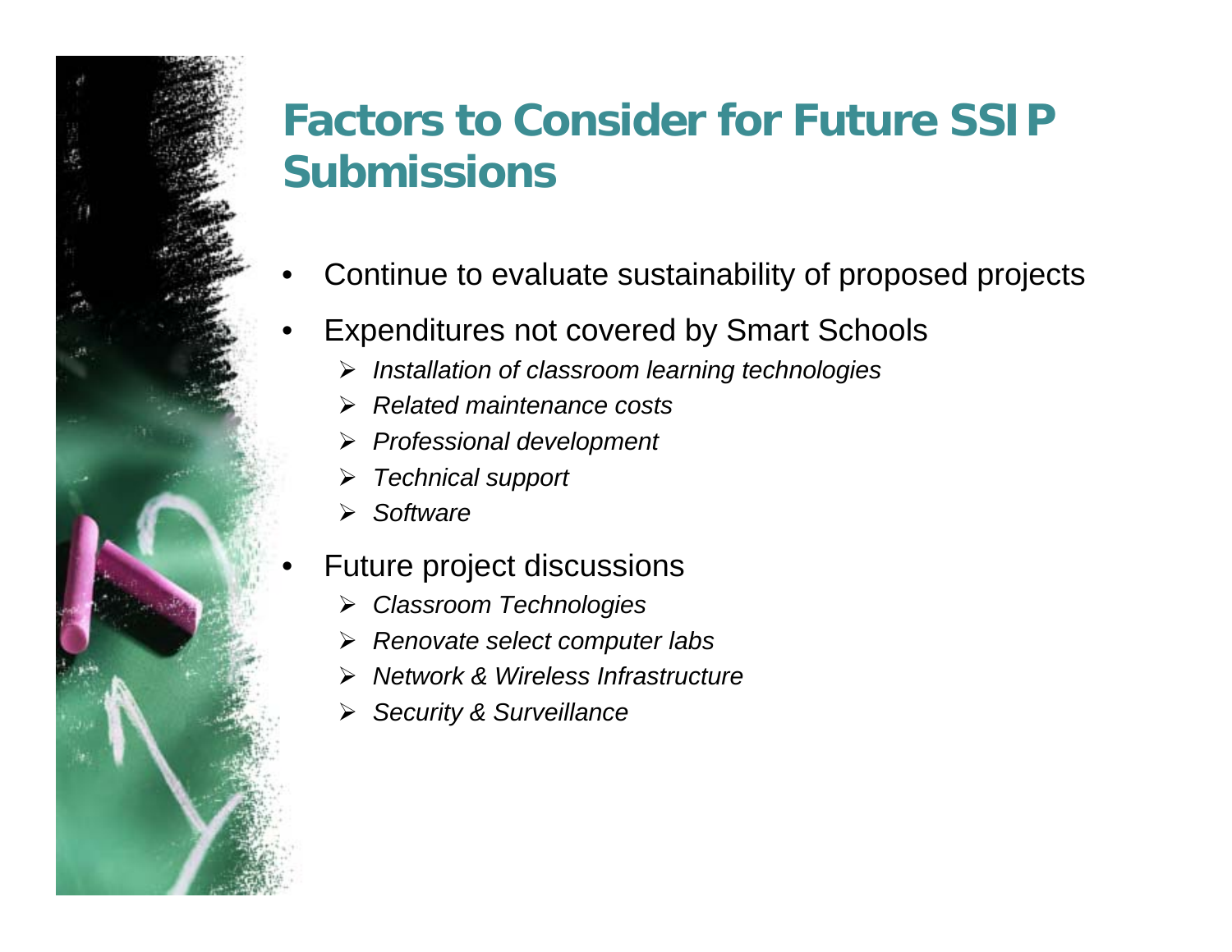# Factors to Consider for Future SSIP Submissions

- Continue to evaluate sustainability of proposed projects
- Expenditures not covered by Smart Schools
  - *Installation of classroom learning technologies*
  - *Related maintenance costs*
  - *Professional development*
  - *Technical support*
  - *Software*
- Future project discussions
  - *Classroom Technologies*
  - *Renovate select computer labs*
  - *Network & Wireless Infrastructure*
  - *Security & Surveillance*